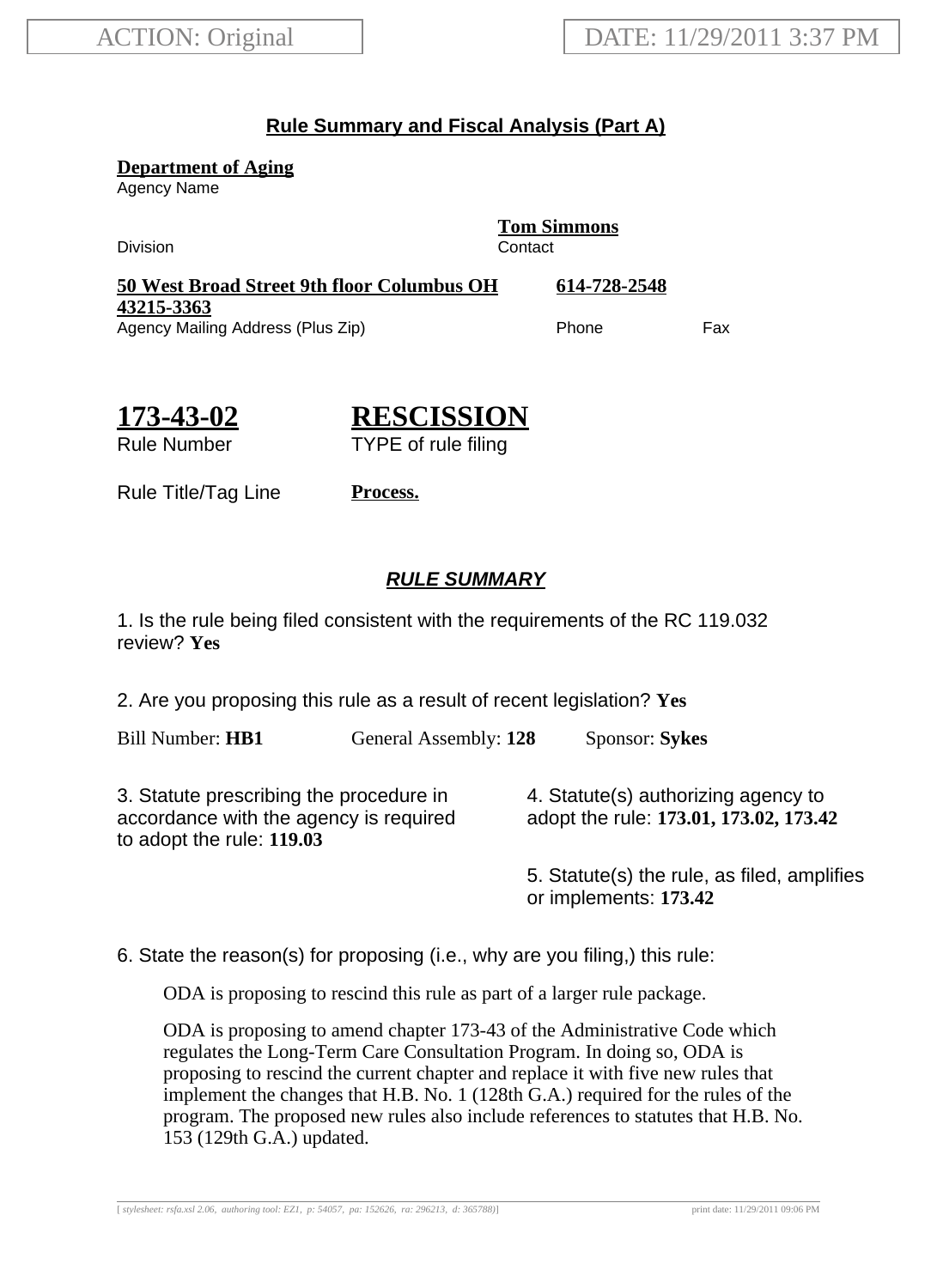ACTION: Original

DATE: 11/29/2011 3:37 PM

## Rule Summary and Fiscal Analysis (Part A)

**Department of Aging**
Agency Name

Division

**Tom Simmons**
Contact

**50 West Broad Street 9th floor Columbus OH 43215-3363**
Agency Mailing Address (Plus Zip)

**614-728-2548**
Phone

Fax

# 173-43-02
Rule Number

# RESCISSION
TYPE of rule filing

Rule Title/Tag Line **Process.**

### *RULE SUMMARY*

1. Is the rule being filed consistent with the requirements of the RC 119.032 review? **Yes**

2. Are you proposing this rule as a result of recent legislation? **Yes**

Bill Number: **HB1** General Assembly: **128** Sponsor: **Sykes**

3. Statute prescribing the procedure in accordance with the agency is required to adopt the rule: **119.03**

4. Statute(s) authorizing agency to adopt the rule: **173.01, 173.02, 173.42**

5. Statute(s) the rule, as filed, amplifies or implements: **173.42**

6. State the reason(s) for proposing (i.e., why are you filing,) this rule:

ODA is proposing to rescind this rule as part of a larger rule package.

ODA is proposing to amend chapter 173-43 of the Administrative Code which regulates the Long-Term Care Consultation Program. In doing so, ODA is proposing to rescind the current chapter and replace it with five new rules that implement the changes that H.B. No. 1 (128th G.A.) required for the rules of the program. The proposed new rules also include references to statutes that H.B. No. 153 (129th G.A.) updated.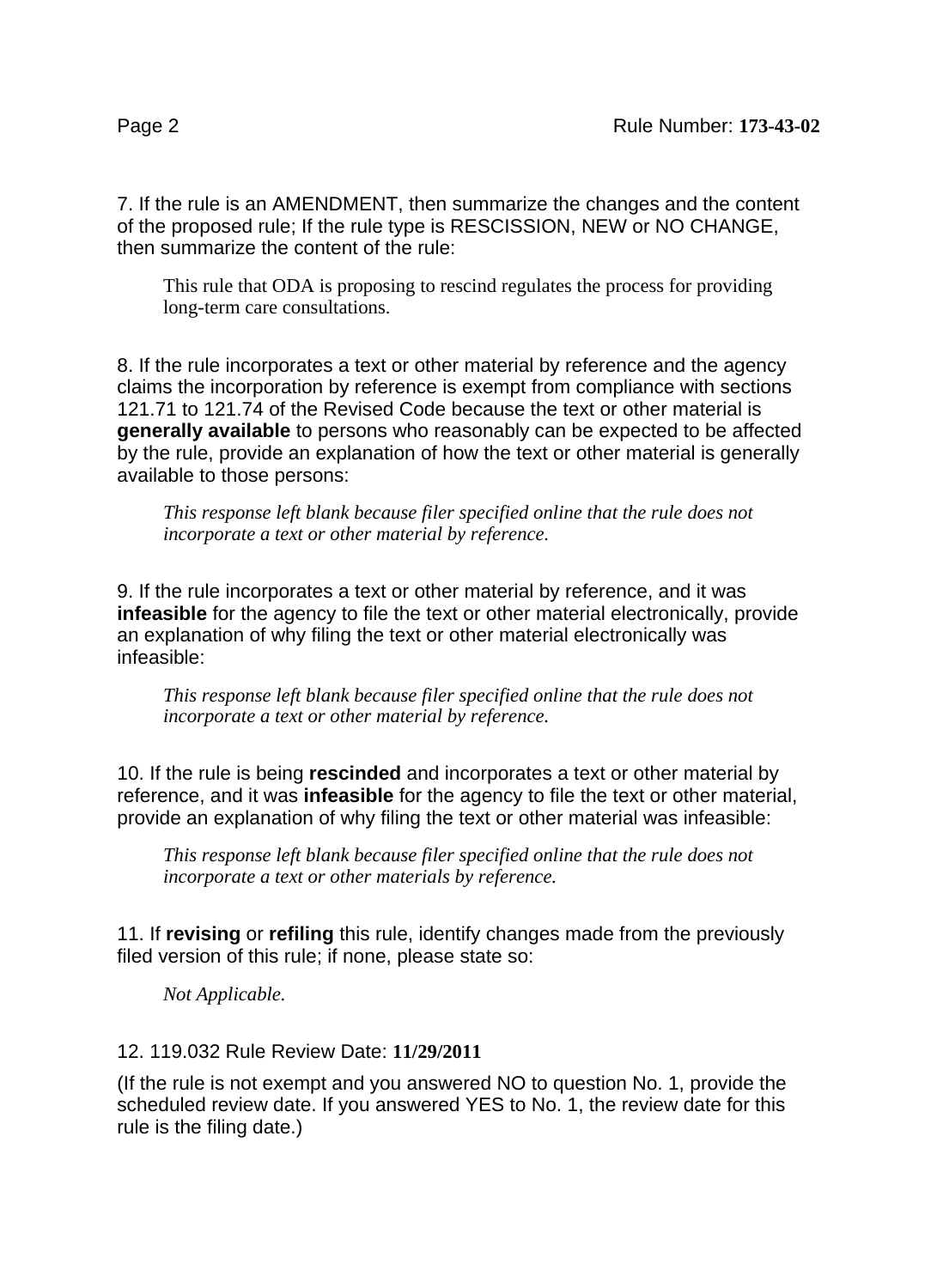7. If the rule is an AMENDMENT, then summarize the changes and the content of the proposed rule; If the rule type is RESCISSION, NEW or NO CHANGE, then summarize the content of the rule:

This rule that ODA is proposing to rescind regulates the process for providing long-term care consultations.

8. If the rule incorporates a text or other material by reference and the agency claims the incorporation by reference is exempt from compliance with sections 121.71 to 121.74 of the Revised Code because the text or other material is **generally available** to persons who reasonably can be expected to be affected by the rule, provide an explanation of how the text or other material is generally available to those persons:

*This response left blank because filer specified online that the rule does not incorporate a text or other material by reference.*

9. If the rule incorporates a text or other material by reference, and it was **infeasible** for the agency to file the text or other material electronically, provide an explanation of why filing the text or other material electronically was infeasible:

*This response left blank because filer specified online that the rule does not incorporate a text or other material by reference.*

10. If the rule is being **rescinded** and incorporates a text or other material by reference, and it was **infeasible** for the agency to file the text or other material, provide an explanation of why filing the text or other material was infeasible:

*This response left blank because filer specified online that the rule does not incorporate a text or other materials by reference.*

11. If **revising** or **refiling** this rule, identify changes made from the previously filed version of this rule; if none, please state so:

*Not Applicable.*

12. 119.032 Rule Review Date: **11/29/2011**

(If the rule is not exempt and you answered NO to question No. 1, provide the scheduled review date. If you answered YES to No. 1, the review date for this rule is the filing date.)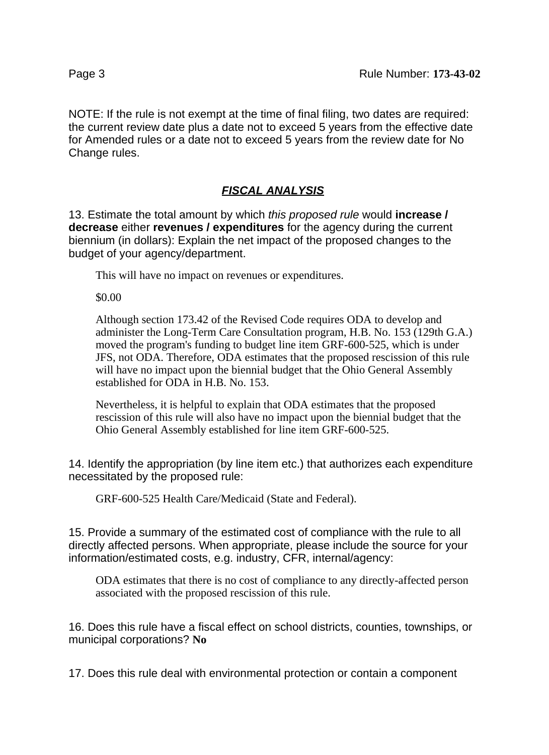NOTE: If the rule is not exempt at the time of final filing, two dates are required: the current review date plus a date not to exceed 5 years from the effective date for Amended rules or a date not to exceed 5 years from the review date for No Change rules.

## ***FISCAL ANALYSIS***

13. Estimate the total amount by which *this proposed rule* would **increase / decrease** either **revenues / expenditures** for the agency during the current biennium (in dollars): Explain the net impact of the proposed changes to the budget of your agency/department.

This will have no impact on revenues or expenditures.

$0.00

Although section 173.42 of the Revised Code requires ODA to develop and administer the Long-Term Care Consultation program, H.B. No. 153 (129th G.A.) moved the program's funding to budget line item GRF-600-525, which is under JFS, not ODA. Therefore, ODA estimates that the proposed rescission of this rule will have no impact upon the biennial budget that the Ohio General Assembly established for ODA in H.B. No. 153.

Nevertheless, it is helpful to explain that ODA estimates that the proposed rescission of this rule will also have no impact upon the biennial budget that the Ohio General Assembly established for line item GRF-600-525.

14. Identify the appropriation (by line item etc.) that authorizes each expenditure necessitated by the proposed rule:

GRF-600-525 Health Care/Medicaid (State and Federal).

15. Provide a summary of the estimated cost of compliance with the rule to all directly affected persons. When appropriate, please include the source for your information/estimated costs, e.g. industry, CFR, internal/agency:

ODA estimates that there is no cost of compliance to any directly-affected person associated with the proposed rescission of this rule.

16. Does this rule have a fiscal effect on school districts, counties, townships, or municipal corporations? **No**

17. Does this rule deal with environmental protection or contain a component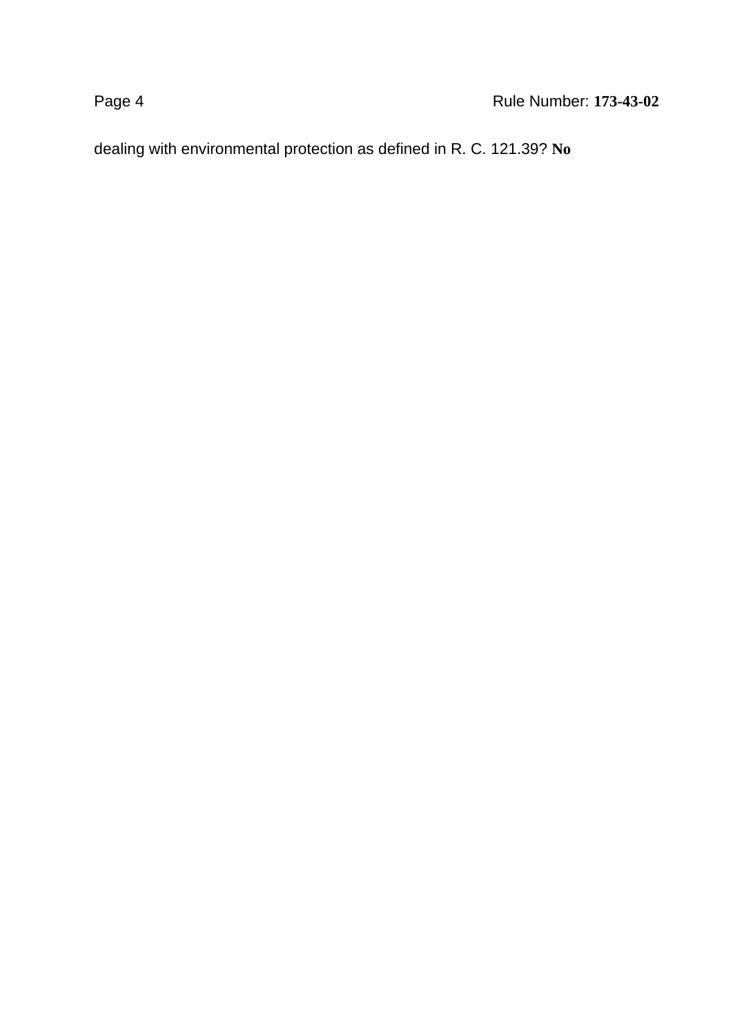dealing with environmental protection as defined in R. C. 121.39? **No**